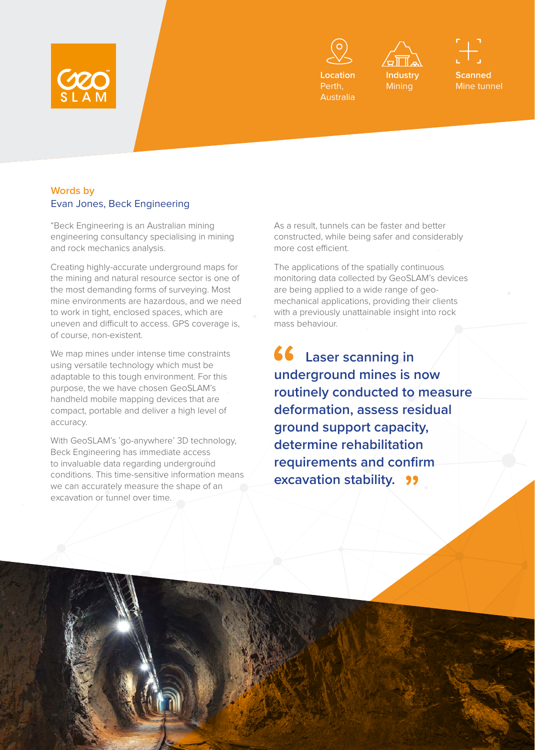GeoSLAM

**Location**
Perth, Australia

**Industry**
Mining

**Scanned**
Mine tunnel

Words by
Evan Jones, Beck Engineering

"Beck Engineering is an Australian mining engineering consultancy specialising in mining and rock mechanics analysis.

Creating highly-accurate underground maps for the mining and natural resource sector is one of the most demanding forms of surveying. Most mine environments are hazardous, and we need to work in tight, enclosed spaces, which are uneven and difficult to access. GPS coverage is, of course, non-existent.

We map mines under intense time constraints using versatile technology which must be adaptable to this tough environment. For this purpose, the we have chosen GeoSLAM's handheld mobile mapping devices that are compact, portable and deliver a high level of accuracy.

With GeoSLAM's 'go-anywhere' 3D technology, Beck Engineering has immediate access to invaluable data regarding underground conditions. This time-sensitive information means we can accurately measure the shape of an excavation or tunnel over time.

As a result, tunnels can be faster and better constructed, while being safer and considerably more cost efficient.

The applications of the spatially continuous monitoring data collected by GeoSLAM's devices are being applied to a wide range of geo-mechanical applications, providing their clients with a previously unattainable insight into rock mass behaviour.

> **"Laser scanning in underground mines is now routinely conducted to measure deformation, assess residual ground support capacity, determine rehabilitation requirements and confirm excavation stability."**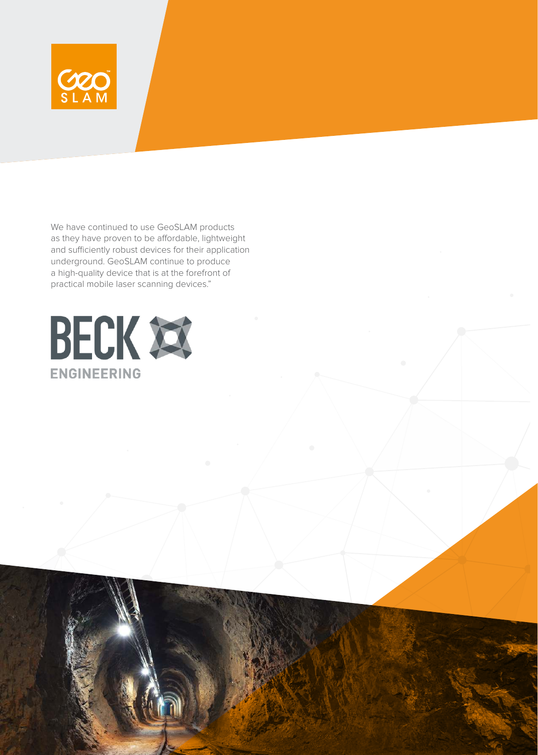We have continued to use GeoSLAM products as they have proven to be affordable, lightweight and sufficiently robust devices for their application underground. GeoSLAM continue to produce a high-quality device that is at the forefront of practical mobile laser scanning devices."

BECK ENGINEERING